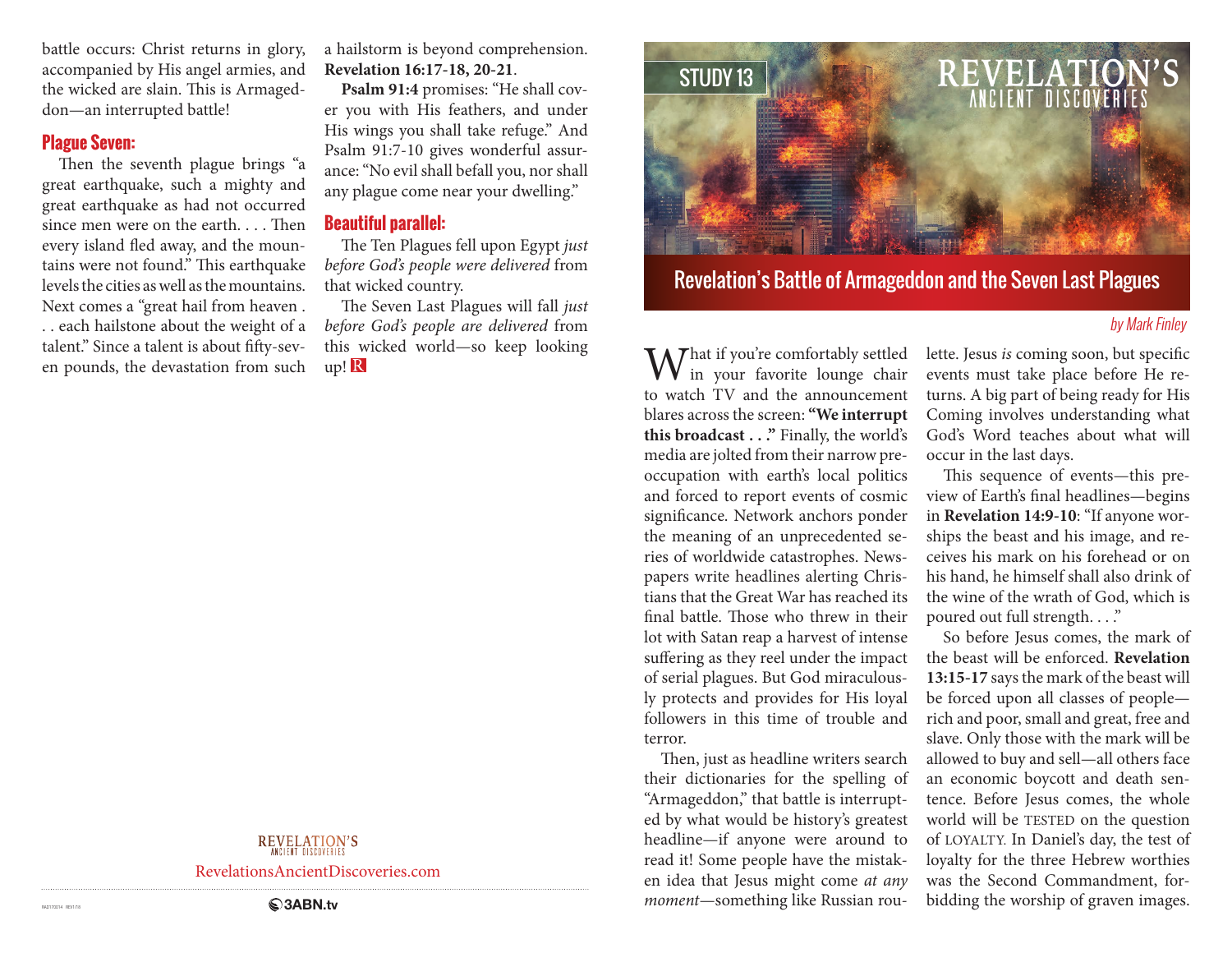battle occurs: Christ returns in glory, accompanied by His angel armies, and the wicked are slain. This is Armageddon—an interrupted battle!

### Plague Seven:

Then the seventh plague brings "a great earthquake, such a mighty and great earthquake as had not occurred since men were on the earth. . . . Then every island fled away, and the mountains were not found." This earthquake levels the cities as well as the mountains. Next comes a "great hail from heaven . . . each hailstone about the weight of a talent." Since a talent is about fifty-seven pounds, the devastation from such a hailstorm is beyond comprehension. **Revelation 16:17-18, 20-21**.

**Psalm 91:4** promises: "He shall cover you with His feathers, and under His wings you shall take refuge." And Psalm 91:7-10 gives wonderful assurance: "No evil shall befall you, nor shall any plague come near your dwelling."

### Beautiful parallel:

The Ten Plagues fell upon Egypt *just before God's people were delivered* from that wicked country.

The Seven Last Plagues will fall *just before God's people are delivered* from this wicked world—so keep looking up!

REVELATION'S ANCIENT DISCOVERIES

RevelationsAncientDiscoveries.com

3ABN.tv

STUDY 13

REVELATION'S ANCIENT DISCOVERIES

# Revelation's Battle of Armageddon and the Seven Last Plagues

*by Mark Finley*

What if you're comfortably settled in your favorite lounge chair to watch TV and the announcement blares across the screen: **"We interrupt this broadcast . . ."** Finally, the world's media are jolted from their narrow preoccupation with earth's local politics and forced to report events of cosmic significance. Network anchors ponder the meaning of an unprecedented series of worldwide catastrophes. Newspapers write headlines alerting Christians that the Great War has reached its final battle. Those who threw in their lot with Satan reap a harvest of intense suffering as they reel under the impact of serial plagues. But God miraculously protects and provides for His loyal followers in this time of trouble and terror.

Then, just as headline writers search their dictionaries for the spelling of "Armageddon," that battle is interrupted by what would be history's greatest headline—if anyone were around to read it! Some people have the mistaken idea that Jesus might come *at any moment*—something like Russian roulette. Jesus *is* coming soon, but specific events must take place before He returns. A big part of being ready for His Coming involves understanding what God's Word teaches about what will occur in the last days.

This sequence of events—this preview of Earth's final headlines—begins in **Revelation 14:9-10**: "If anyone worships the beast and his image, and receives his mark on his forehead or on his hand, he himself shall also drink of the wine of the wrath of God, which is poured out full strength. . . ."

So before Jesus comes, the mark of the beast will be enforced. **Revelation 13:15-17** says the mark of the beast will be forced upon all classes of people—rich and poor, small and great, free and slave. Only those with the mark will be allowed to buy and sell—all others face an economic boycott and death sentence. Before Jesus comes, the whole world will be TESTED on the question of LOYALTY. In Daniel's day, the test of loyalty for the three Hebrew worthies was the Second Commandment, forbidding the worship of graven images.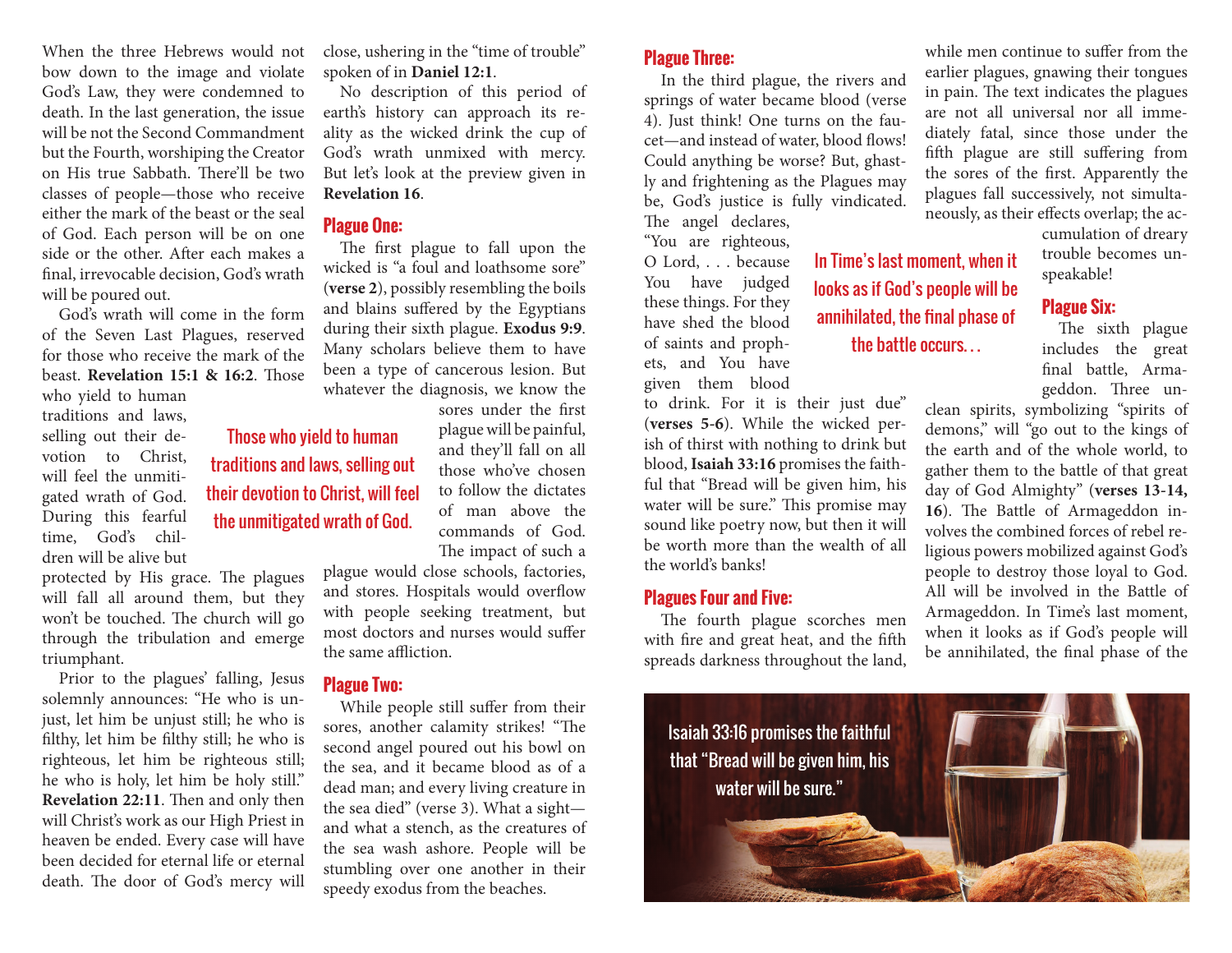When the three Hebrews would not bow down to the image and violate God's Law, they were condemned to death. In the last generation, the issue will be not the Second Commandment but the Fourth, worshiping the Creator on His true Sabbath. There'll be two classes of people—those who receive either the mark of the beast or the seal of God. Each person will be on one side or the other. After each makes a final, irrevocable decision, God's wrath will be poured out.

God's wrath will come in the form of the Seven Last Plagues, reserved for those who receive the mark of the beast. **Revelation 15:1 & 16:2**. Those who yield to human traditions and laws, selling out their devotion to Christ, will feel the unmitigated wrath of God. During this fearful time, God's children will be alive but protected by His grace. The plagues will fall all around them, but they won't be touched. The church will go through the tribulation and emerge triumphant.

> Those who yield to human traditions and laws, selling out their devotion to Christ, will feel the unmitigated wrath of God.

Prior to the plagues' falling, Jesus solemnly announces: "He who is unjust, let him be unjust still; he who is filthy, let him be filthy still; he who is righteous, let him be righteous still; he who is holy, let him be holy still." **Revelation 22:11**. Then and only then will Christ's work as our High Priest in heaven be ended. Every case will have been decided for eternal life or eternal death. The door of God's mercy will close, ushering in the "time of trouble" spoken of in **Daniel 12:1**.

No description of this period of earth's history can approach its reality as the wicked drink the cup of God's wrath unmixed with mercy. But let's look at the preview given in **Revelation 16**.

## Plague One:

The first plague to fall upon the wicked is "a foul and loathsome sore" (**verse 2**), possibly resembling the boils and blains suffered by the Egyptians during their sixth plague. **Exodus 9:9**. Many scholars believe them to have been a type of cancerous lesion. But whatever the diagnosis, we know the sores under the first plague will be painful, and they'll fall on all those who've chosen to follow the dictates of man above the commands of God. The impact of such a plague would close schools, factories, and stores. Hospitals would overflow with people seeking treatment, but most doctors and nurses would suffer the same affliction.

## Plague Two:

While people still suffer from their sores, another calamity strikes! "The second angel poured out his bowl on the sea, and it became blood as of a dead man; and every living creature in the sea died" (verse 3). What a sight—and what a stench, as the creatures of the sea wash ashore. People will be stumbling over one another in their speedy exodus from the beaches.

## Plague Three:

In the third plague, the rivers and springs of water became blood (verse 4). Just think! One turns on the faucet—and instead of water, blood flows! Could anything be worse? But, ghastly and frightening as the Plagues may be, God's justice is fully vindicated. The angel declares, "You are righteous, O Lord, . . . because You have judged these things. For they have shed the blood of saints and prophets, and You have given them blood to drink. For it is their just due" (**verses 5-6**). While the wicked perish of thirst with nothing to drink but blood, **Isaiah 33:16** promises the faithful that "Bread will be given him, his water will be sure." This promise may sound like poetry now, but then it will be worth more than the wealth of all the world's banks!

> In Time's last moment, when it looks as if God's people will be annihilated, the final phase of the battle occurs…

## Plagues Four and Five:

The fourth plague scorches men with fire and great heat, and the fifth spreads darkness throughout the land, while men continue to suffer from the earlier plagues, gnawing their tongues in pain. The text indicates the plagues are not all universal nor all immediately fatal, since those under the fifth plague are still suffering from the sores of the first. Apparently the plagues fall successively, not simultaneously, as their effects overlap; the accumulation of dreary trouble becomes unspeakable!

## Plague Six:

The sixth plague includes the great final battle, Armageddon. Three unclean spirits, symbolizing "spirits of demons," will "go out to the kings of the earth and of the whole world, to gather them to the battle of that great day of God Almighty" (**verses 13-14, 16**). The Battle of Armageddon involves the combined forces of rebel religious powers mobilized against God's people to destroy those loyal to God. All will be involved in the Battle of Armageddon. In Time's last moment, when it looks as if God's people will be annihilated, the final phase of the

> Isaiah 33:16 promises the faithful that "Bread will be given him, his water will be sure."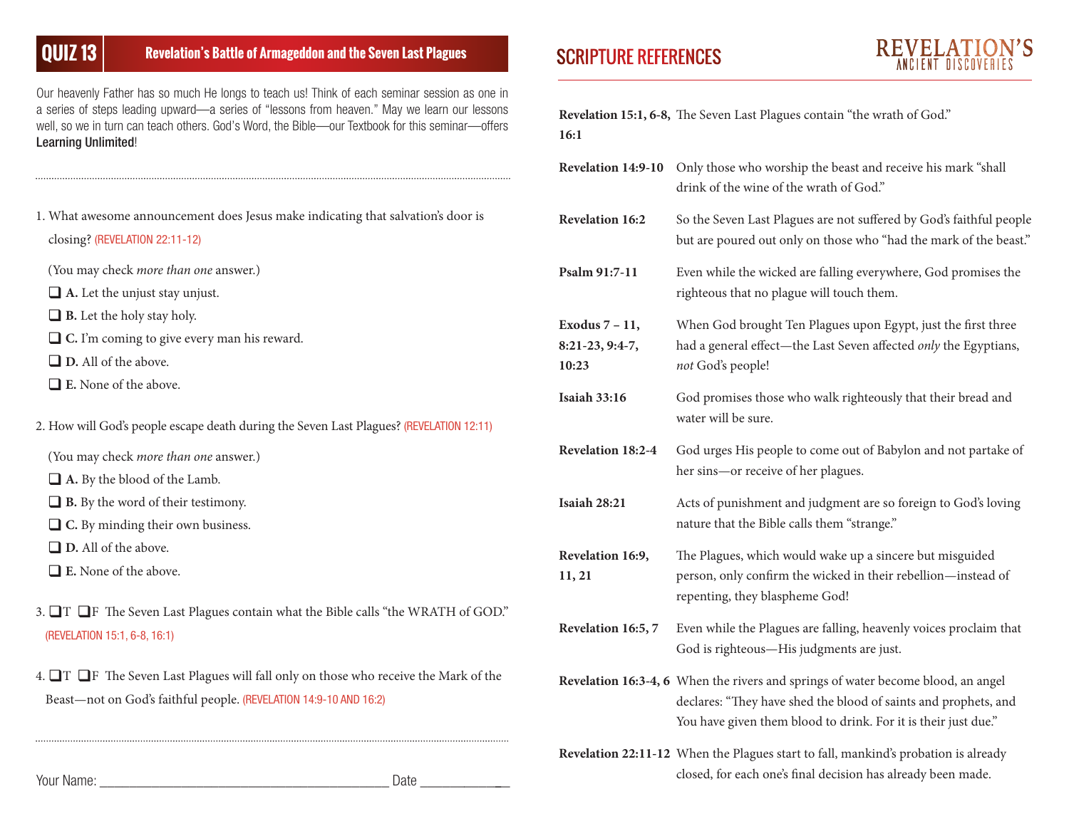## QUIZ 13 Revelation's Battle of Armageddon and the Seven Last Plagues

Our heavenly Father has so much He longs to teach us! Think of each seminar session as one in a series of steps leading upward—a series of "lessons from heaven." May we learn our lessons well, so we in turn can teach others. God's Word, the Bible—our Textbook for this seminar—offers Learning Unlimited!

1. What awesome announcement does Jesus make indicating that salvation's door is closing? (REVELATION 22:11-12)

   (You may check *more than one* answer.)

   - ❑ **A.** Let the unjust stay unjust.
   - ❑ **B.** Let the holy stay holy.
   - ❑ **C.** I'm coming to give every man his reward.
   - ❑ **D.** All of the above.
   - ❑ **E.** None of the above.

2. How will God's people escape death during the Seven Last Plagues? (REVELATION 12:11)

   (You may check *more than one* answer.)

   - ❑ **A.** By the blood of the Lamb.
   - ❑ **B.** By the word of their testimony.
   - ❑ **C.** By minding their own business.
   - ❑ **D.** All of the above.
   - ❑ **E.** None of the above.

3. ❑T ❑F The Seven Last Plagues contain what the Bible calls "the WRATH of GOD." (REVELATION 15:1, 6-8, 16:1)

4. ❑T ❑F The Seven Last Plagues will fall only on those who receive the Mark of the Beast—not on God's faithful people. (REVELATION 14:9-10 AND 16:2)

Your Name: ____________________________________________ Date ______________

## SCRIPTURE REFERENCES

REVELATION'S ANCIENT DISCOVERIES

| | |
|---|---|
| **Revelation 15:1, 6-8, 16:1** | The Seven Last Plagues contain "the wrath of God." |
| **Revelation 14:9-10** | Only those who worship the beast and receive his mark "shall drink of the wine of the wrath of God." |
| **Revelation 16:2** | So the Seven Last Plagues are not suffered by God's faithful people but are poured out only on those who "had the mark of the beast." |
| **Psalm 91:7-11** | Even while the wicked are falling everywhere, God promises the righteous that no plague will touch them. |
| **Exodus 7 – 11, 8:21-23, 9:4-7, 10:23** | When God brought Ten Plagues upon Egypt, just the first three had a general effect—the Last Seven affected *only* the Egyptians, *not* God's people! |
| **Isaiah 33:16** | God promises those who walk righteously that their bread and water will be sure. |
| **Revelation 18:2-4** | God urges His people to come out of Babylon and not partake of her sins—or receive of her plagues. |
| **Isaiah 28:21** | Acts of punishment and judgment are so foreign to God's loving nature that the Bible calls them "strange." |
| **Revelation 16:9, 11, 21** | The Plagues, which would wake up a sincere but misguided person, only confirm the wicked in their rebellion—instead of repenting, they blaspheme God! |
| **Revelation 16:5, 7** | Even while the Plagues are falling, heavenly voices proclaim that God is righteous—His judgments are just. |
| **Revelation 16:3-4, 6** | When the rivers and springs of water become blood, an angel declares: "They have shed the blood of saints and prophets, and You have given them blood to drink. For it is their just due." |
| **Revelation 22:11-12** | When the Plagues start to fall, mankind's probation is already closed, for each one's final decision has already been made. |